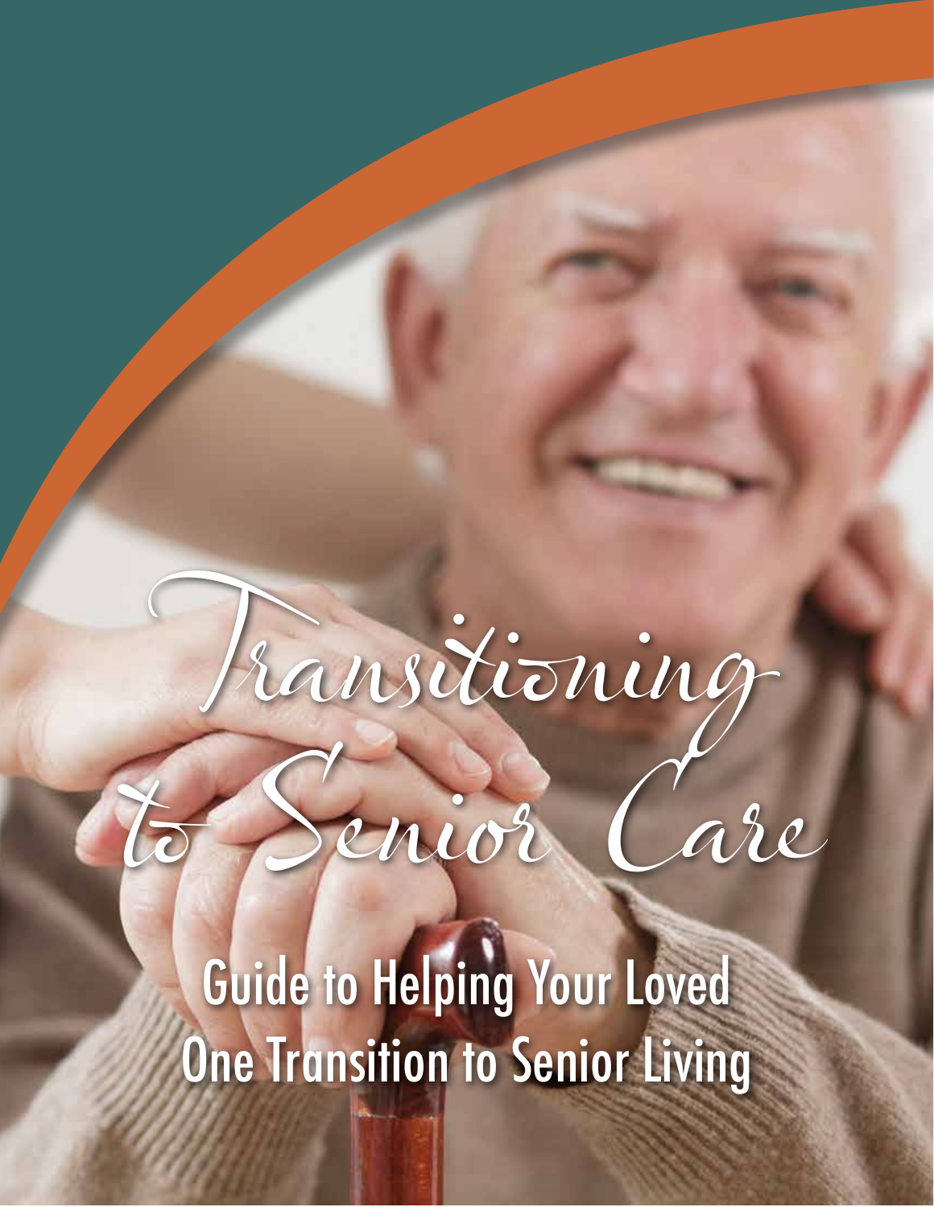# Transitioning to Senior Care

## Guide to Helping Your Loved One Transition to Senior Living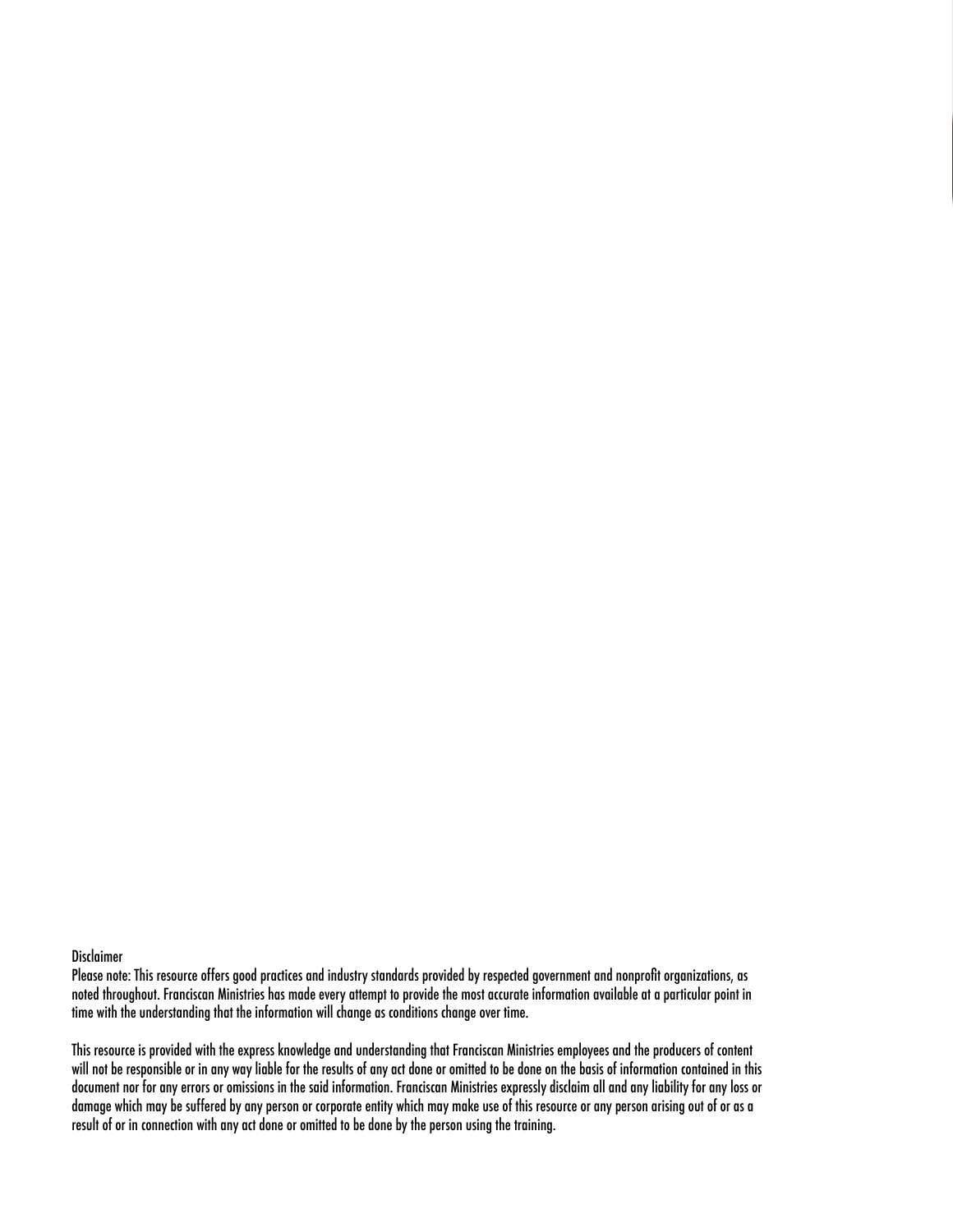Disclaimer

Please note: This resource offers good practices and industry standards provided by respected government and nonprofit organizations, as noted throughout. Franciscan Ministries has made every attempt to provide the most accurate information available at a particular point in time with the understanding that the information will change as conditions change over time.

This resource is provided with the express knowledge and understanding that Franciscan Ministries employees and the producers of content will not be responsible or in any way liable for the results of any act done or omitted to be done on the basis of information contained in this document nor for any errors or omissions in the said information. Franciscan Ministries expressly disclaim all and any liability for any loss or damage which may be suffered by any person or corporate entity which may make use of this resource or any person arising out of or as a result of or in connection with any act done or omitted to be done by the person using the training.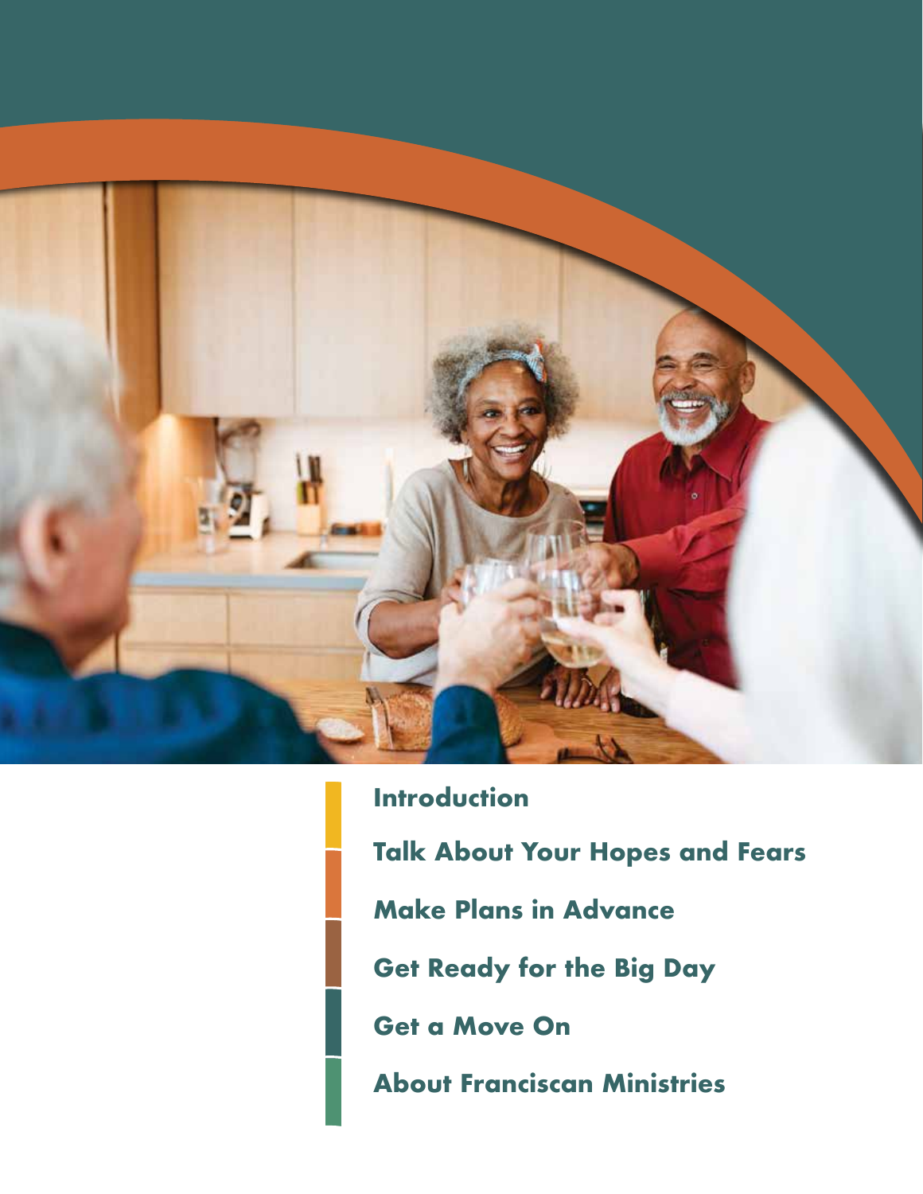- Introduction
- Talk About Your Hopes and Fears
- Make Plans in Advance
- Get Ready for the Big Day
- Get a Move On
- About Franciscan Ministries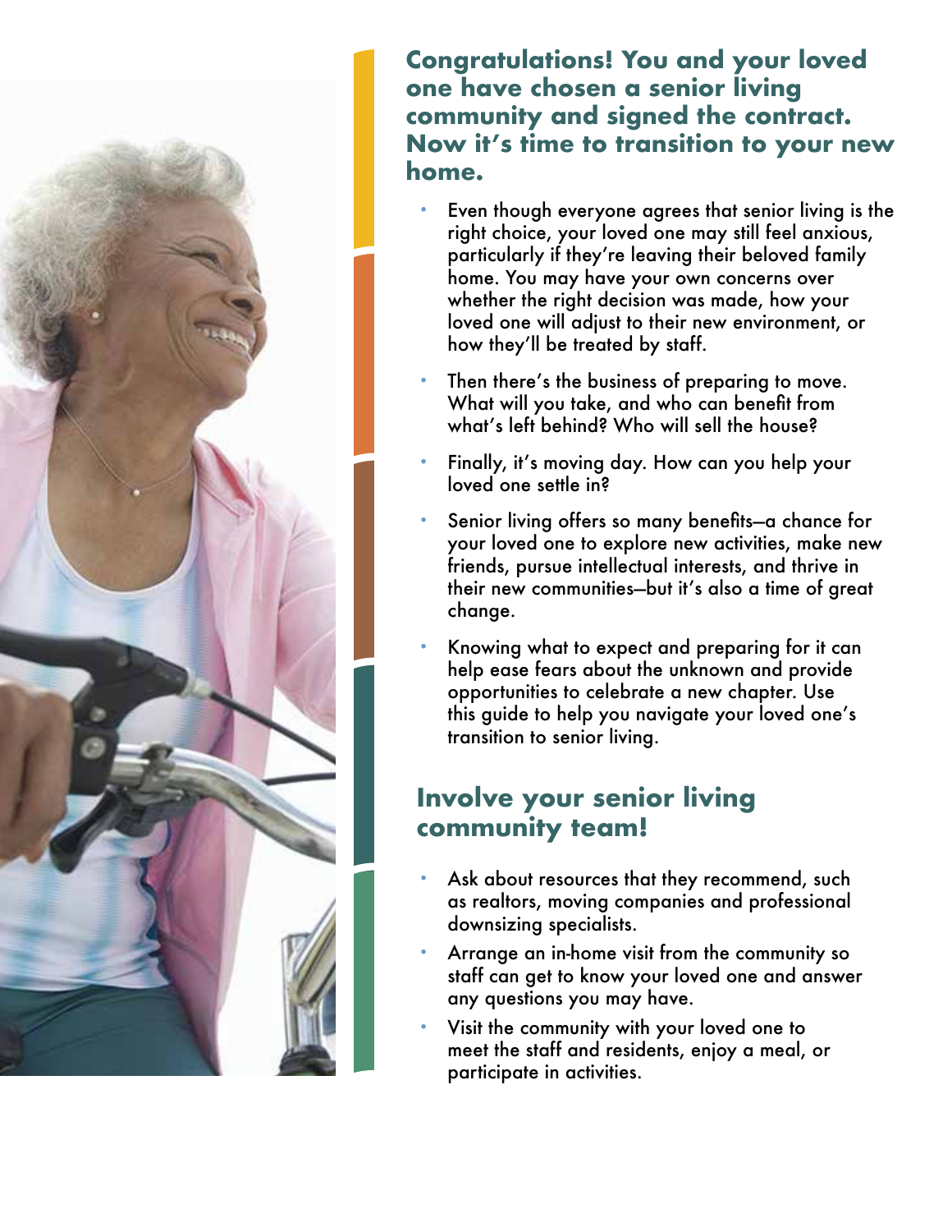**Congratulations! You and your loved one have chosen a senior living community and signed the contract. Now it's time to transition to your new home.**

- Even though everyone agrees that senior living is the right choice, your loved one may still feel anxious, particularly if they're leaving their beloved family home. You may have your own concerns over whether the right decision was made, how your loved one will adjust to their new environment, or how they'll be treated by staff.
- Then there's the business of preparing to move. What will you take, and who can benefit from what's left behind? Who will sell the house?
- Finally, it's moving day. How can you help your loved one settle in?
- Senior living offers so many benefits—a chance for your loved one to explore new activities, make new friends, pursue intellectual interests, and thrive in their new communities—but it's also a time of great change.
- Knowing what to expect and preparing for it can help ease fears about the unknown and provide opportunities to celebrate a new chapter. Use this guide to help you navigate your loved one's transition to senior living.

## Involve your senior living community team!

- Ask about resources that they recommend, such as realtors, moving companies and professional downsizing specialists.
- Arrange an in-home visit from the community so staff can get to know your loved one and answer any questions you may have.
- Visit the community with your loved one to meet the staff and residents, enjoy a meal, or participate in activities.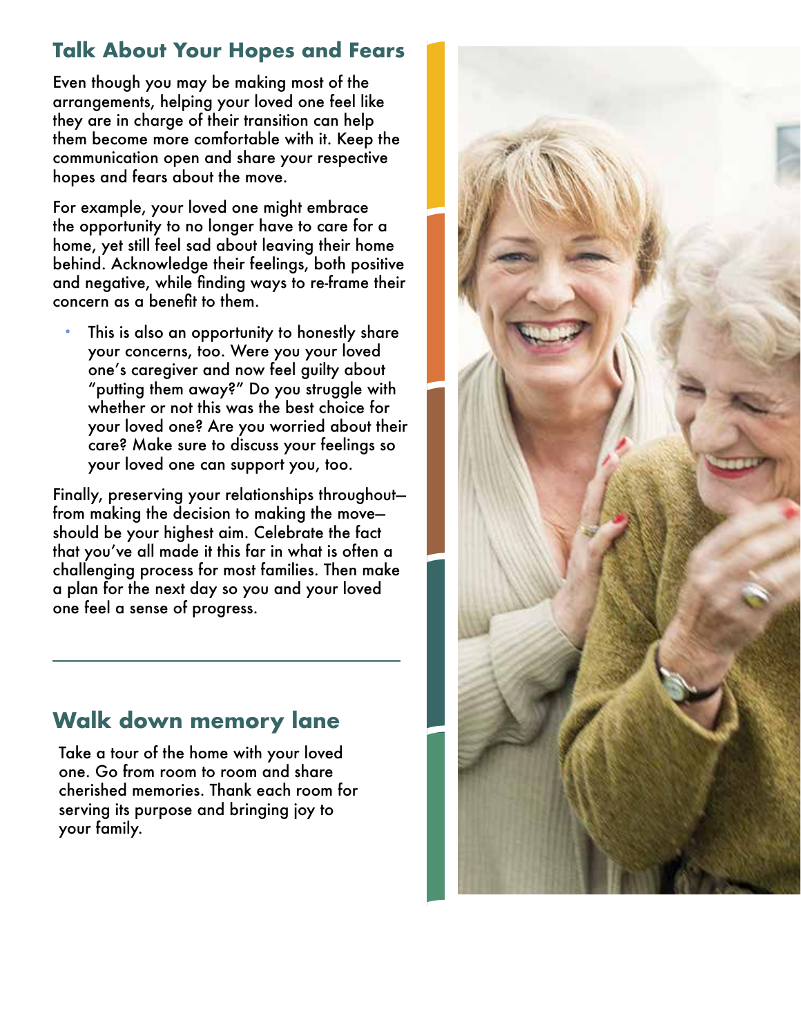## Talk About Your Hopes and Fears

Even though you may be making most of the arrangements, helping your loved one feel like they are in charge of their transition can help them become more comfortable with it. Keep the communication open and share your respective hopes and fears about the move.

For example, your loved one might embrace the opportunity to no longer have to care for a home, yet still feel sad about leaving their home behind. Acknowledge their feelings, both positive and negative, while finding ways to re-frame their concern as a benefit to them.

- This is also an opportunity to honestly share your concerns, too. Were you your loved one's caregiver and now feel guilty about "putting them away?" Do you struggle with whether or not this was the best choice for your loved one? Are you worried about their care? Make sure to discuss your feelings so your loved one can support you, too.

Finally, preserving your relationships throughout—from making the decision to making the move—should be your highest aim. Celebrate the fact that you've all made it this far in what is often a challenging process for most families. Then make a plan for the next day so you and your loved one feel a sense of progress.

---

## Walk down memory lane

Take a tour of the home with your loved one. Go from room to room and share cherished memories. Thank each room for serving its purpose and bringing joy to your family.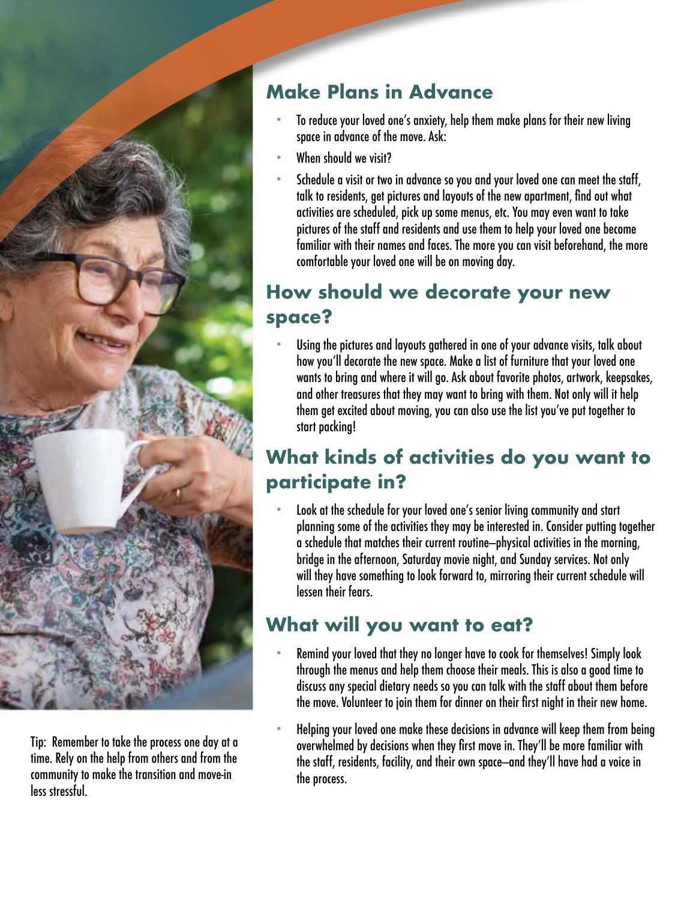## Make Plans in Advance

- To reduce your loved one's anxiety, help them make plans for their new living space in advance of the move. Ask:
- When should we visit?
- Schedule a visit or two in advance so you and your loved one can meet the staff, talk to residents, get pictures and layouts of the new apartment, find out what activities are scheduled, pick up some menus, etc. You may even want to take pictures of the staff and residents and use them to help your loved one become familiar with their names and faces. The more you can visit beforehand, the more comfortable your loved one will be on moving day.

## How should we decorate your new space?

- Using the pictures and layouts gathered in one of your advance visits, talk about how you'll decorate the new space. Make a list of furniture that your loved one wants to bring and where it will go. Ask about favorite photos, artwork, keepsakes, and other treasures that they may want to bring with them. Not only will it help them get excited about moving, you can also use the list you've put together to start packing!

## What kinds of activities do you want to participate in?

- Look at the schedule for your loved one's senior living community and start planning some of the activities they may be interested in. Consider putting together a schedule that matches their current routine–physical activities in the morning, bridge in the afternoon, Saturday movie night, and Sunday services. Not only will they have something to look forward to, mirroring their current schedule will lessen their fears.

## What will you want to eat?

- Remind your loved that they no longer have to cook for themselves! Simply look through the menus and help them choose their meals. This is also a good time to discuss any special dietary needs so you can talk with the staff about them before the move. Volunteer to join them for dinner on their first night in their new home.

- Helping your loved one make these decisions in advance will keep them from being overwhelmed by decisions when they first move in. They'll be more familiar with the staff, residents, facility, and their own space–and they'll have had a voice in the process.

Tip: Remember to take the process one day at a time. Rely on the help from others and from the community to make the transition and move-in less stressful.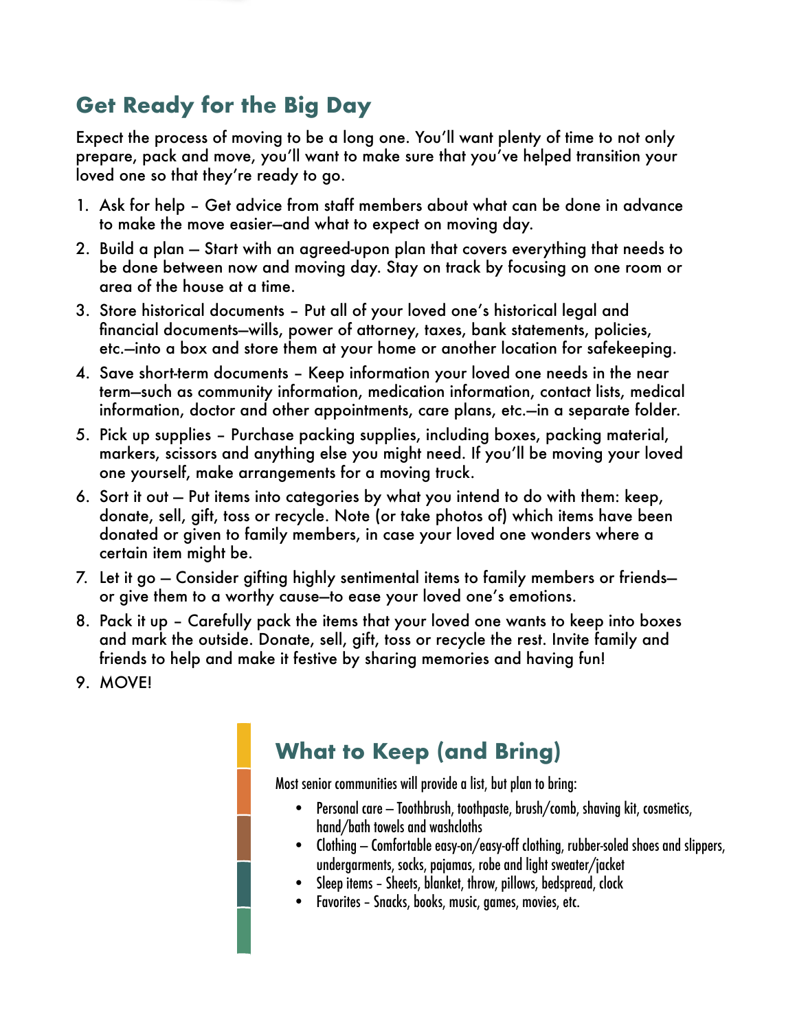## Get Ready for the Big Day

Expect the process of moving to be a long one. You'll want plenty of time to not only prepare, pack and move, you'll want to make sure that you've helped transition your loved one so that they're ready to go.

1. Ask for help – Get advice from staff members about what can be done in advance to make the move easier—and what to expect on moving day.
2. Build a plan — Start with an agreed-upon plan that covers everything that needs to be done between now and moving day. Stay on track by focusing on one room or area of the house at a time.
3. Store historical documents – Put all of your loved one's historical legal and financial documents—wills, power of attorney, taxes, bank statements, policies, etc.—into a box and store them at your home or another location for safekeeping.
4. Save short-term documents – Keep information your loved one needs in the near term—such as community information, medication information, contact lists, medical information, doctor and other appointments, care plans, etc.—in a separate folder.
5. Pick up supplies – Purchase packing supplies, including boxes, packing material, markers, scissors and anything else you might need. If you'll be moving your loved one yourself, make arrangements for a moving truck.
6. Sort it out — Put items into categories by what you intend to do with them: keep, donate, sell, gift, toss or recycle. Note (or take photos of) which items have been donated or given to family members, in case your loved one wonders where a certain item might be.
7. Let it go — Consider gifting highly sentimental items to family members or friends—or give them to a worthy cause—to ease your loved one's emotions.
8. Pack it up – Carefully pack the items that your loved one wants to keep into boxes and mark the outside. Donate, sell, gift, toss or recycle the rest. Invite family and friends to help and make it festive by sharing memories and having fun!
9. MOVE!

## What to Keep (and Bring)

Most senior communities will provide a list, but plan to bring:

- Personal care – Toothbrush, toothpaste, brush/comb, shaving kit, cosmetics, hand/bath towels and washcloths
- Clothing – Comfortable easy-on/easy-off clothing, rubber-soled shoes and slippers, undergarments, socks, pajamas, robe and light sweater/jacket
- Sleep items - Sheets, blanket, throw, pillows, bedspread, clock
- Favorites - Snacks, books, music, games, movies, etc.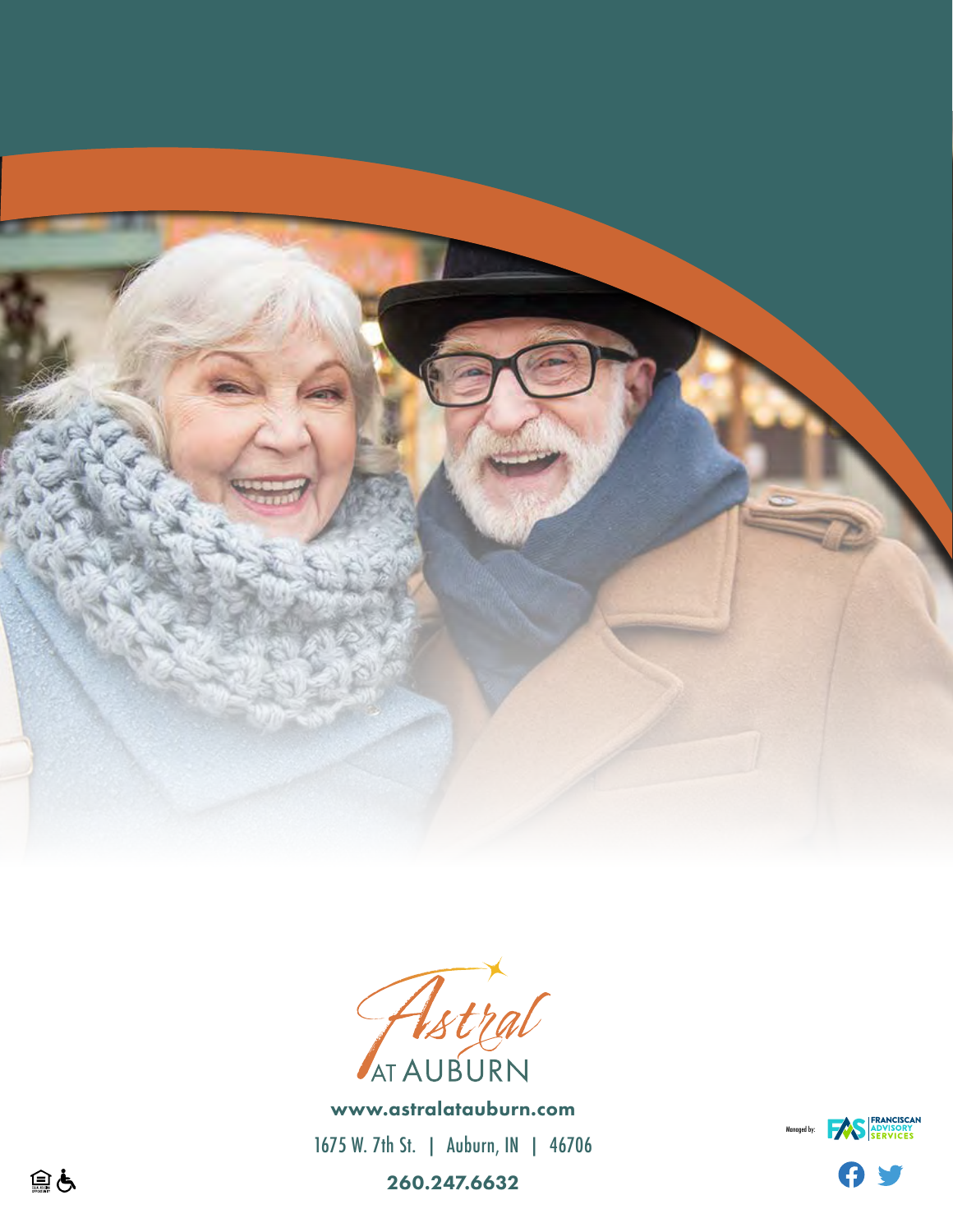Astral AT AUBURN

**www.astralatauburn.com**

1675 W. 7th St. | Auburn, IN | 46706

**260.247.6632**

Managed by: FRANCISCAN ADVISORY SERVICES